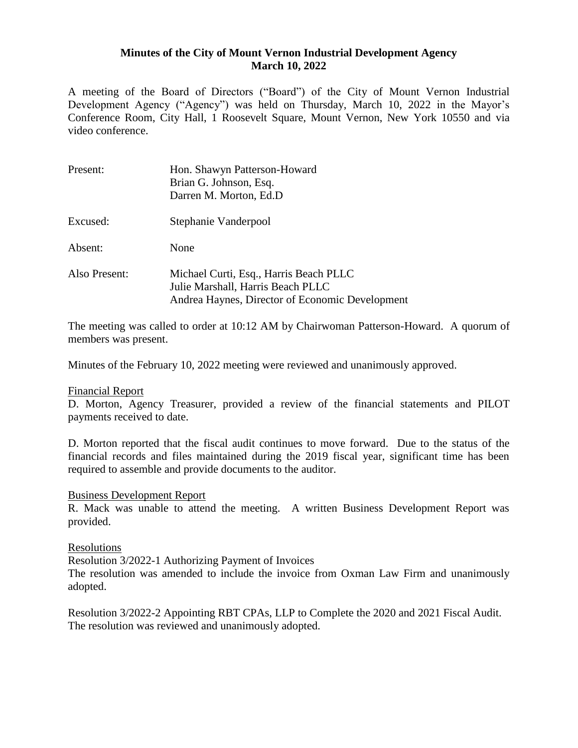**Minutes of the City of Mount Vernon Industrial Development Agency**
**March 10, 2022**

A meeting of the Board of Directors ("Board") of the City of Mount Vernon Industrial Development Agency ("Agency") was held on Thursday, March 10, 2022 in the Mayor's Conference Room, City Hall, 1 Roosevelt Square, Mount Vernon, New York 10550 and via video conference.

| | |
|---|---|
| Present: | Hon. Shawnyn Patterson-Howard<br>Brian G. Johnson, Esq.<br>Darren M. Morton, Ed.D |
| Excused: | Stephanie Vanderpool |
| Absent: | None |
| Also Present: | Michael Curti, Esq., Harris Beach PLLC<br>Julie Marshall, Harris Beach PLLC<br>Andrea Haynes, Director of Economic Development |

The meeting was called to order at 10:12 AM by Chairwoman Patterson-Howard. A quorum of members was present.

Minutes of the February 10, 2022 meeting were reviewed and unanimously approved.

Financial Report

D. Morton, Agency Treasurer, provided a review of the financial statements and PILOT payments received to date.

D. Morton reported that the fiscal audit continues to move forward. Due to the status of the financial records and files maintained during the 2019 fiscal year, significant time has been required to assemble and provide documents to the auditor.

Business Development Report

R. Mack was unable to attend the meeting. A written Business Development Report was provided.

Resolutions

Resolution 3/2022-1 Authorizing Payment of Invoices
The resolution was amended to include the invoice from Oxman Law Firm and unanimously adopted.

Resolution 3/2022-2 Appointing RBT CPAs, LLP to Complete the 2020 and 2021 Fiscal Audit.
The resolution was reviewed and unanimously adopted.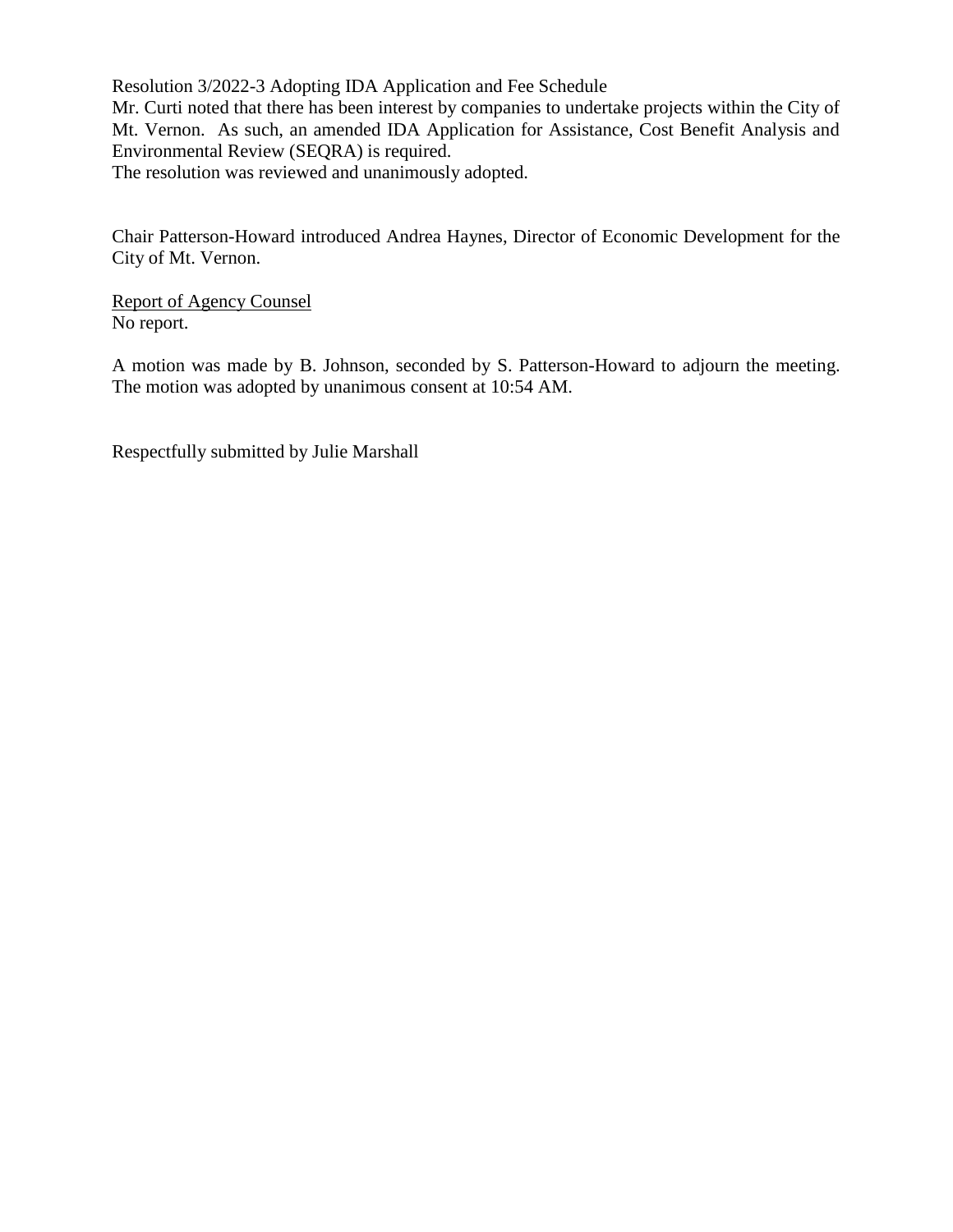Resolution 3/2022-3 Adopting IDA Application and Fee Schedule
Mr. Curti noted that there has been interest by companies to undertake projects within the City of Mt. Vernon. As such, an amended IDA Application for Assistance, Cost Benefit Analysis and Environmental Review (SEQRA) is required.
The resolution was reviewed and unanimously adopted.

Chair Patterson-Howard introduced Andrea Haynes, Director of Economic Development for the City of Mt. Vernon.

<u>Report of Agency Counsel</u>
No report.

A motion was made by B. Johnson, seconded by S. Patterson-Howard to adjourn the meeting. The motion was adopted by unanimous consent at 10:54 AM.

Respectfully submitted by Julie Marshall